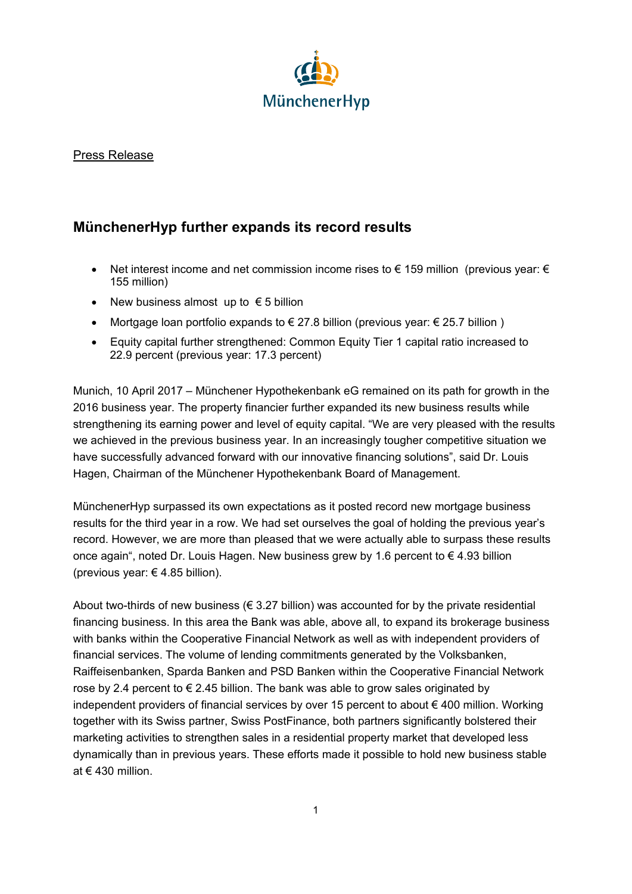MünchenerHyp

Press Release

## MünchenerHyp further expands its record results

- Net interest income and net commission income rises to € 159 million (previous year: € 155 million)
- New business almost up to € 5 billion
- Mortgage loan portfolio expands to € 27.8 billion (previous year: € 25.7 billion )
- Equity capital further strengthened: Common Equity Tier 1 capital ratio increased to 22.9 percent (previous year: 17.3 percent)

Munich, 10 April 2017 – Münchener Hypothekenbank eG remained on its path for growth in the 2016 business year. The property financier further expanded its new business results while strengthening its earning power and level of equity capital. “We are very pleased with the results we achieved in the previous business year. In an increasingly tougher competitive situation we have successfully advanced forward with our innovative financing solutions”, said Dr. Louis Hagen, Chairman of the Münchener Hypothekenbank Board of Management.

MünchenerHyp surpassed its own expectations as it posted record new mortgage business results for the third year in a row. We had set ourselves the goal of holding the previous year’s record. However, we are more than pleased that we were actually able to surpass these results once again“, noted Dr. Louis Hagen. New business grew by 1.6 percent to € 4.93 billion (previous year: € 4.85 billion).

About two-thirds of new business (€ 3.27 billion) was accounted for by the private residential financing business. In this area the Bank was able, above all, to expand its brokerage business with banks within the Cooperative Financial Network as well as with independent providers of financial services. The volume of lending commitments generated by the Volksbanken, Raiffeisenbanken, Sparda Banken and PSD Banken within the Cooperative Financial Network rose by 2.4 percent to € 2.45 billion. The bank was able to grow sales originated by independent providers of financial services by over 15 percent to about € 400 million. Working together with its Swiss partner, Swiss PostFinance, both partners significantly bolstered their marketing activities to strengthen sales in a residential property market that developed less dynamically than in previous years. These efforts made it possible to hold new business stable at € 430 million.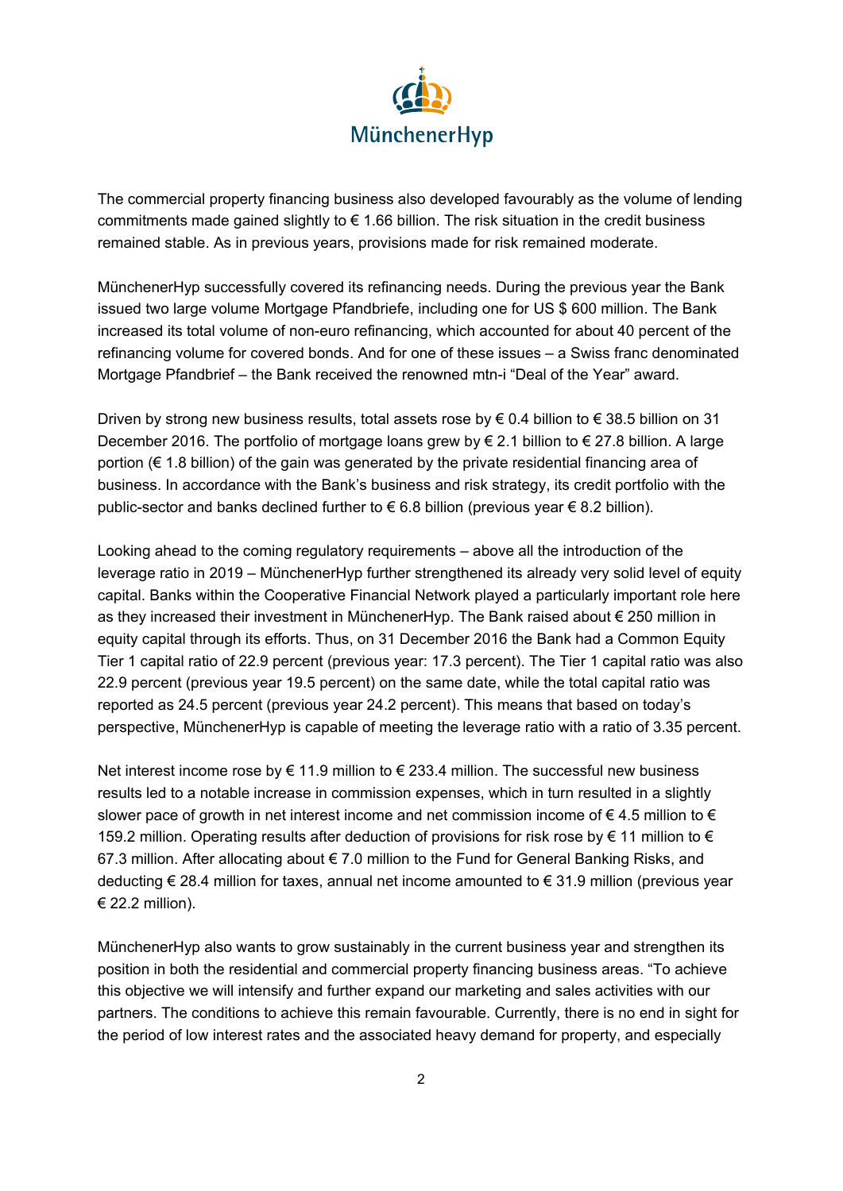The commercial property financing business also developed favourably as the volume of lending commitments made gained slightly to € 1.66 billion. The risk situation in the credit business remained stable. As in previous years, provisions made for risk remained moderate.

MünchenerHyp successfully covered its refinancing needs. During the previous year the Bank issued two large volume Mortgage Pfandbriefe, including one for US $ 600 million. The Bank increased its total volume of non-euro refinancing, which accounted for about 40 percent of the refinancing volume for covered bonds. And for one of these issues – a Swiss franc denominated Mortgage Pfandbrief – the Bank received the renowned mtn-i "Deal of the Year" award.

Driven by strong new business results, total assets rose by € 0.4 billion to € 38.5 billion on 31 December 2016. The portfolio of mortgage loans grew by € 2.1 billion to € 27.8 billion. A large portion (€ 1.8 billion) of the gain was generated by the private residential financing area of business. In accordance with the Bank's business and risk strategy, its credit portfolio with the public-sector and banks declined further to € 6.8 billion (previous year € 8.2 billion).

Looking ahead to the coming regulatory requirements – above all the introduction of the leverage ratio in 2019 – MünchenerHyp further strengthened its already very solid level of equity capital. Banks within the Cooperative Financial Network played a particularly important role here as they increased their investment in MünchenerHyp. The Bank raised about € 250 million in equity capital through its efforts. Thus, on 31 December 2016 the Bank had a Common Equity Tier 1 capital ratio of 22.9 percent (previous year: 17.3 percent). The Tier 1 capital ratio was also 22.9 percent (previous year 19.5 percent) on the same date, while the total capital ratio was reported as 24.5 percent (previous year 24.2 percent). This means that based on today's perspective, MünchenerHyp is capable of meeting the leverage ratio with a ratio of 3.35 percent.

Net interest income rose by € 11.9 million to € 233.4 million. The successful new business results led to a notable increase in commission expenses, which in turn resulted in a slightly slower pace of growth in net interest income and net commission income of € 4.5 million to € 159.2 million. Operating results after deduction of provisions for risk rose by € 11 million to € 67.3 million. After allocating about € 7.0 million to the Fund for General Banking Risks, and deducting € 28.4 million for taxes, annual net income amounted to € 31.9 million (previous year € 22.2 million).

MünchenerHyp also wants to grow sustainably in the current business year and strengthen its position in both the residential and commercial property financing business areas. "To achieve this objective we will intensify and further expand our marketing and sales activities with our partners. The conditions to achieve this remain favourable. Currently, there is no end in sight for the period of low interest rates and the associated heavy demand for property, and especially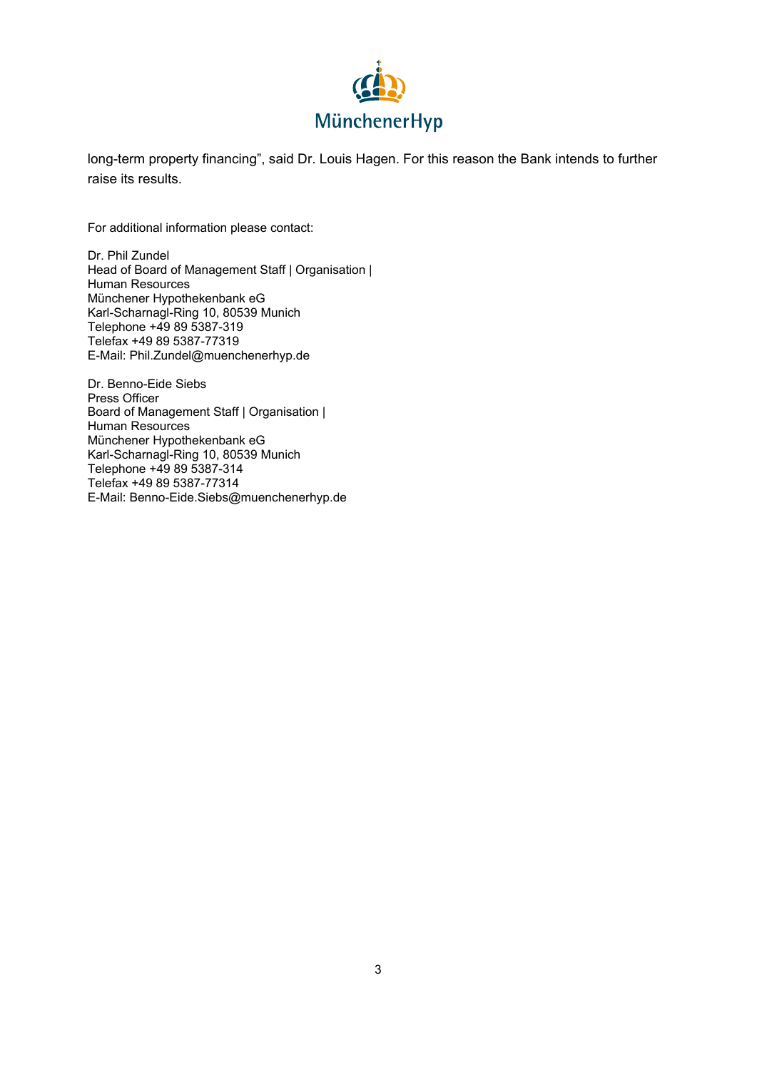long-term property financing", said Dr. Louis Hagen. For this reason the Bank intends to further raise its results.

For additional information please contact:

Dr. Phil Zundel
Head of Board of Management Staff | Organisation | Human Resources
Münchener Hypothekenbank eG
Karl-Scharnagl-Ring 10, 80539 Munich
Telephone +49 89 5387-319
Telefax +49 89 5387-77319
E-Mail: Phil.Zundel@muenchenerhyp.de

Dr. Benno-Eide Siebs
Press Officer
Board of Management Staff | Organisation | Human Resources
Münchener Hypothekenbank eG
Karl-Scharnagl-Ring 10, 80539 Munich
Telephone +49 89 5387-314
Telefax +49 89 5387-77314
E-Mail: Benno-Eide.Siebs@muenchenerhyp.de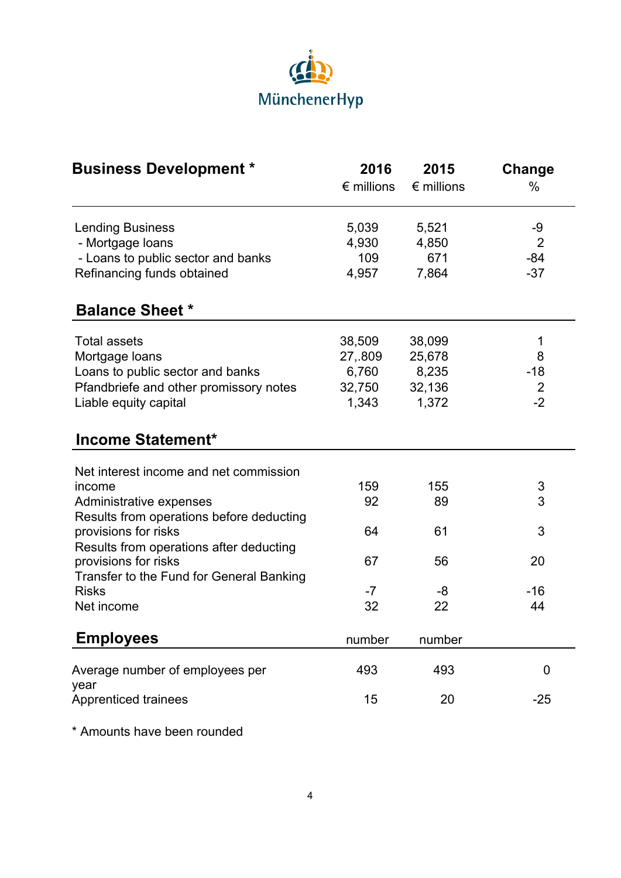MünchenerHyp

| Business Development * | 2016<br>€ millions | 2015<br>€ millions | Change<br>% |
|---|---|---|---|
| Lending Business | 5,039 | 5,521 | -9 |
| - Mortgage loans | 4,930 | 4,850 | 2 |
| - Loans to public sector and banks | 109 | 671 | -84 |
| Refinancing funds obtained | 4,957 | 7,864 | -37 |
| **Balance Sheet *** | | | |
| Total assets | 38,509 | 38,099 | 1 |
| Mortgage loans | 27,.809 | 25,678 | 8 |
| Loans to public sector and banks | 6,760 | 8,235 | -18 |
| Pfandbriefe and other promissory notes | 32,750 | 32,136 | 2 |
| Liable equity capital | 1,343 | 1,372 | -2 |
| **Income Statement*** | | | |
| Net interest income and net commission income | 159 | 155 | 3 |
| Administrative expenses | 92 | 89 | 3 |
| Results from operations before deducting provisions for risks | 64 | 61 | 3 |
| Results from operations after deducting provisions for risks | 67 | 56 | 20 |
| Transfer to the Fund for General Banking Risks | -7 | -8 | -16 |
| Net income | 32 | 22 | 44 |
| **Employees** | number | number | |
| Average number of employees per year | 493 | 493 | 0 |
| Apprenticed trainees | 15 | 20 | -25 |

* Amounts have been rounded